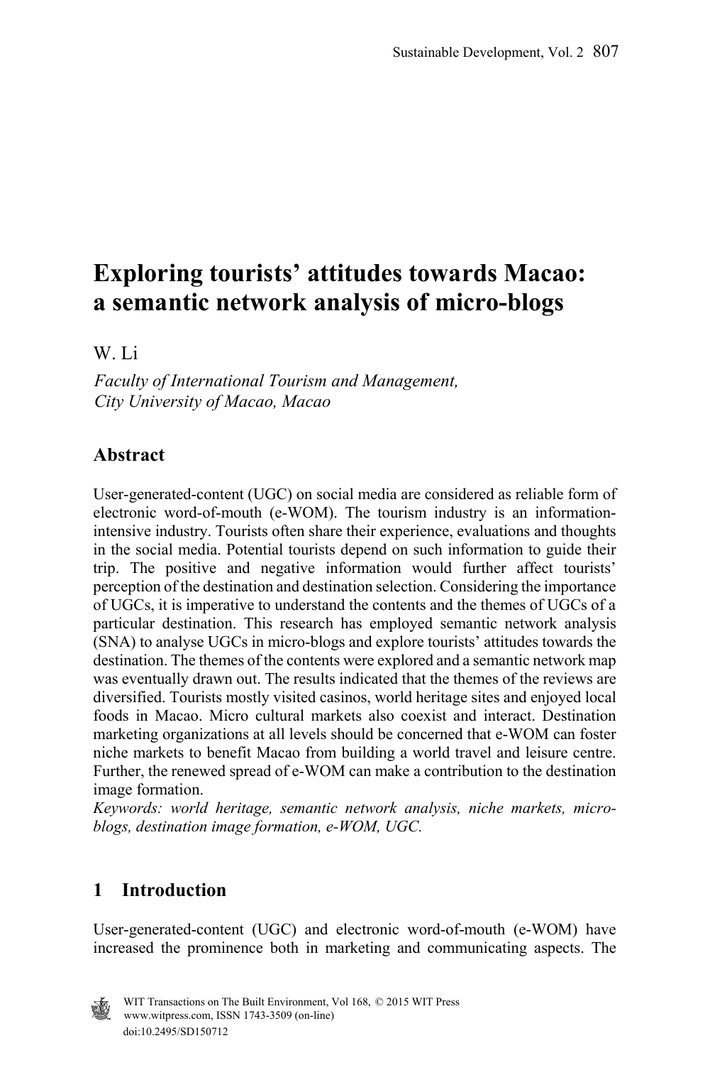# Exploring tourists' attitudes towards Macao: a semantic network analysis of micro-blogs

W. Li

*Faculty of International Tourism and Management, City University of Macao, Macao*

## Abstract

User-generated-content (UGC) on social media are considered as reliable form of electronic word-of-mouth (e-WOM). The tourism industry is an information-intensive industry. Tourists often share their experience, evaluations and thoughts in the social media. Potential tourists depend on such information to guide their trip. The positive and negative information would further affect tourists' perception of the destination and destination selection. Considering the importance of UGCs, it is imperative to understand the contents and the themes of UGCs of a particular destination. This research has employed semantic network analysis (SNA) to analyse UGCs in micro-blogs and explore tourists' attitudes towards the destination. The themes of the contents were explored and a semantic network map was eventually drawn out. The results indicated that the themes of the reviews are diversified. Tourists mostly visited casinos, world heritage sites and enjoyed local foods in Macao. Micro cultural markets also coexist and interact. Destination marketing organizations at all levels should be concerned that e-WOM can foster niche markets to benefit Macao from building a world travel and leisure centre. Further, the renewed spread of e-WOM can make a contribution to the destination image formation.

*Keywords: world heritage, semantic network analysis, niche markets, micro-blogs, destination image formation, e-WOM, UGC.*

## 1 Introduction

User-generated-content (UGC) and electronic word-of-mouth (e-WOM) have increased the prominence both in marketing and communicating aspects. The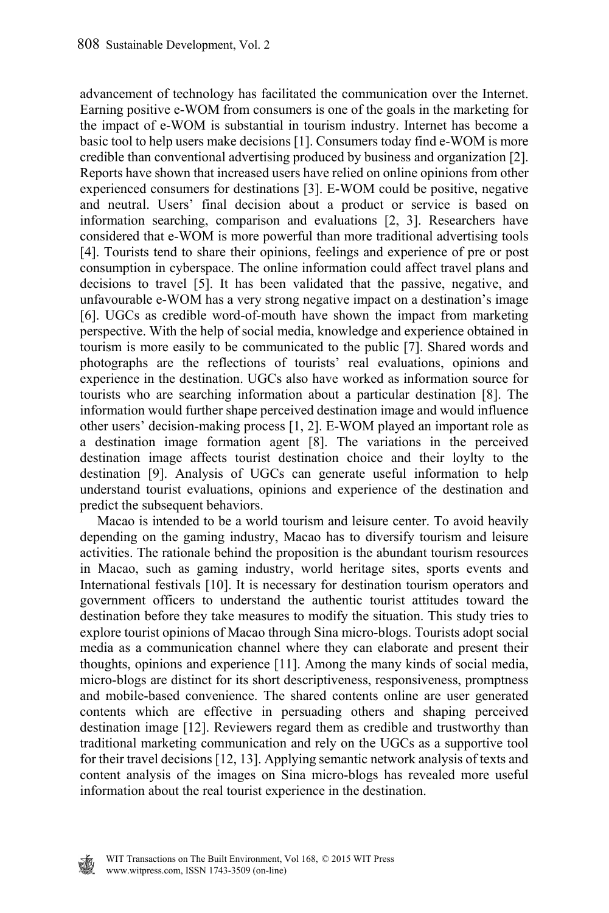advancement of technology has facilitated the communication over the Internet. Earning positive e-WOM from consumers is one of the goals in the marketing for the impact of e-WOM is substantial in tourism industry. Internet has become a basic tool to help users make decisions [1]. Consumers today find e-WOM is more credible than conventional advertising produced by business and organization [2]. Reports have shown that increased users have relied on online opinions from other experienced consumers for destinations [3]. E-WOM could be positive, negative and neutral. Users' final decision about a product or service is based on information searching, comparison and evaluations [2, 3]. Researchers have considered that e-WOM is more powerful than more traditional advertising tools [4]. Tourists tend to share their opinions, feelings and experience of pre or post consumption in cyberspace. The online information could affect travel plans and decisions to travel [5]. It has been validated that the passive, negative, and unfavourable e-WOM has a very strong negative impact on a destination's image [6]. UGCs as credible word-of-mouth have shown the impact from marketing perspective. With the help of social media, knowledge and experience obtained in tourism is more easily to be communicated to the public [7]. Shared words and photographs are the reflections of tourists' real evaluations, opinions and experience in the destination. UGCs also have worked as information source for tourists who are searching information about a particular destination [8]. The information would further shape perceived destination image and would influence other users' decision-making process [1, 2]. E-WOM played an important role as a destination image formation agent [8]. The variations in the perceived destination image affects tourist destination choice and their loylty to the destination [9]. Analysis of UGCs can generate useful information to help understand tourist evaluations, opinions and experience of the destination and predict the subsequent behaviors.

Macao is intended to be a world tourism and leisure center. To avoid heavily depending on the gaming industry, Macao has to diversify tourism and leisure activities. The rationale behind the proposition is the abundant tourism resources in Macao, such as gaming industry, world heritage sites, sports events and International festivals [10]. It is necessary for destination tourism operators and government officers to understand the authentic tourist attitudes toward the destination before they take measures to modify the situation. This study tries to explore tourist opinions of Macao through Sina micro-blogs. Tourists adopt social media as a communication channel where they can elaborate and present their thoughts, opinions and experience [11]. Among the many kinds of social media, micro-blogs are distinct for its short descriptiveness, responsiveness, promptness and mobile-based convenience. The shared contents online are user generated contents which are effective in persuading others and shaping perceived destination image [12]. Reviewers regard them as credible and trustworthy than traditional marketing communication and rely on the UGCs as a supportive tool for their travel decisions [12, 13]. Applying semantic network analysis of texts and content analysis of the images on Sina micro-blogs has revealed more useful information about the real tourist experience in the destination.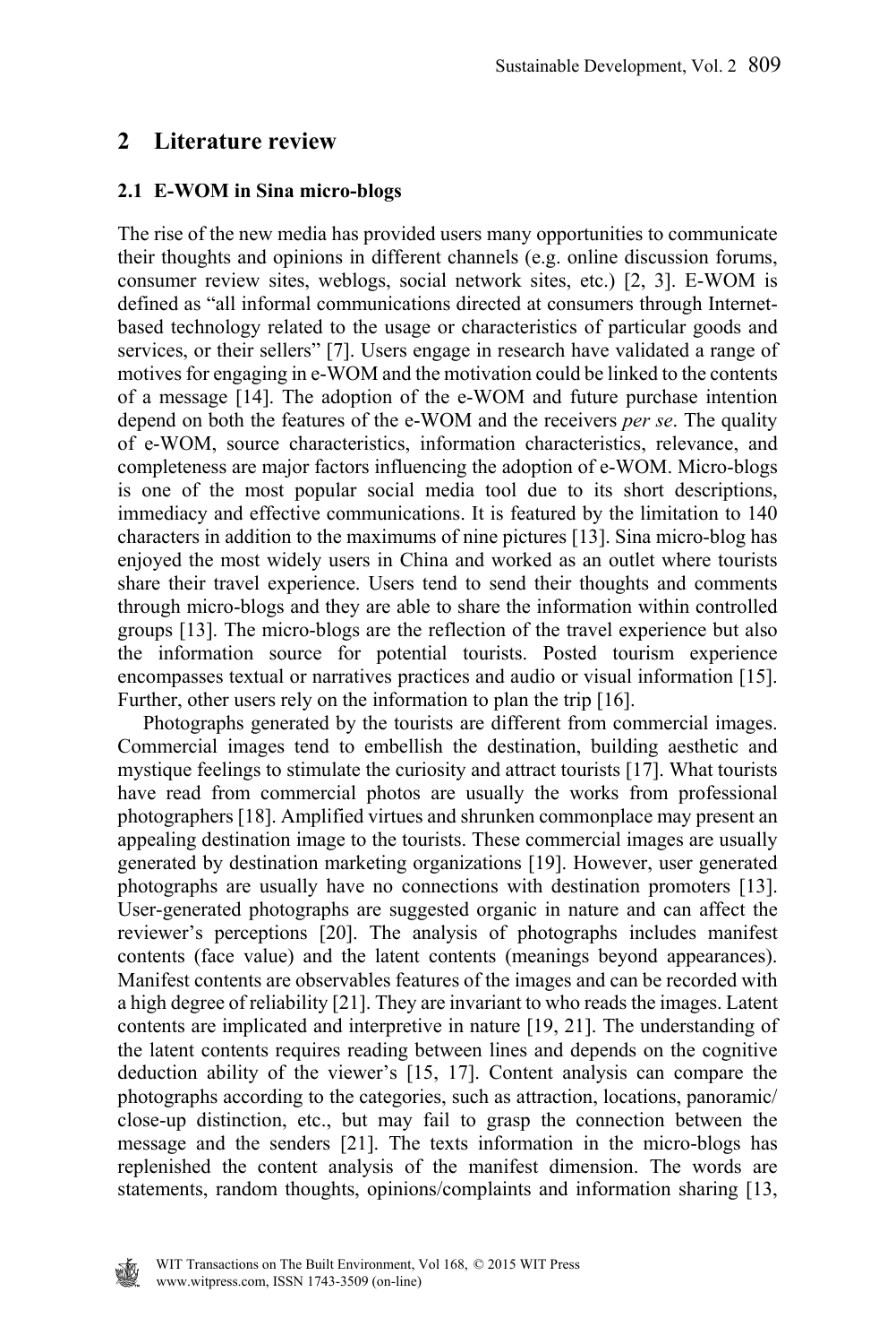## 2 Literature review

### 2.1 E-WOM in Sina micro-blogs

The rise of the new media has provided users many opportunities to communicate their thoughts and opinions in different channels (e.g. online discussion forums, consumer review sites, weblogs, social network sites, etc.) [2, 3]. E-WOM is defined as "all informal communications directed at consumers through Internet-based technology related to the usage or characteristics of particular goods and services, or their sellers" [7]. Users engage in research have validated a range of motives for engaging in e-WOM and the motivation could be linked to the contents of a message [14]. The adoption of the e-WOM and future purchase intention depend on both the features of the e-WOM and the receivers *per se*. The quality of e-WOM, source characteristics, information characteristics, relevance, and completeness are major factors influencing the adoption of e-WOM. Micro-blogs is one of the most popular social media tool due to its short descriptions, immediacy and effective communications. It is featured by the limitation to 140 characters in addition to the maximums of nine pictures [13]. Sina micro-blog has enjoyed the most widely users in China and worked as an outlet where tourists share their travel experience. Users tend to send their thoughts and comments through micro-blogs and they are able to share the information within controlled groups [13]. The micro-blogs are the reflection of the travel experience but also the information source for potential tourists. Posted tourism experience encompasses textual or narratives practices and audio or visual information [15]. Further, other users rely on the information to plan the trip [16].

Photographs generated by the tourists are different from commercial images. Commercial images tend to embellish the destination, building aesthetic and mystique feelings to stimulate the curiosity and attract tourists [17]. What tourists have read from commercial photos are usually the works from professional photographers [18]. Amplified virtues and shrunken commonplace may present an appealing destination image to the tourists. These commercial images are usually generated by destination marketing organizations [19]. However, user generated photographs are usually have no connections with destination promoters [13]. User-generated photographs are suggested organic in nature and can affect the reviewer's perceptions [20]. The analysis of photographs includes manifest contents (face value) and the latent contents (meanings beyond appearances). Manifest contents are observables features of the images and can be recorded with a high degree of reliability [21]. They are invariant to who reads the images. Latent contents are implicated and interpretive in nature [19, 21]. The understanding of the latent contents requires reading between lines and depends on the cognitive deduction ability of the viewer's [15, 17]. Content analysis can compare the photographs according to the categories, such as attraction, locations, panoramic/close-up distinction, etc., but may fail to grasp the connection between the message and the senders [21]. The texts information in the micro-blogs has replenished the content analysis of the manifest dimension. The words are statements, random thoughts, opinions/complaints and information sharing [13,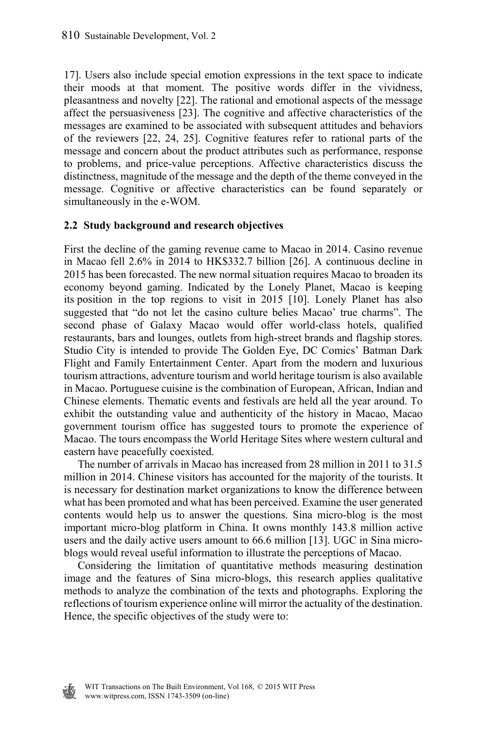17]. Users also include special emotion expressions in the text space to indicate their moods at that moment. The positive words differ in the vividness, pleasantness and novelty [22]. The rational and emotional aspects of the message affect the persuasiveness [23]. The cognitive and affective characteristics of the messages are examined to be associated with subsequent attitudes and behaviors of the reviewers [22, 24, 25]. Cognitive features refer to rational parts of the message and concern about the product attributes such as performance, response to problems, and price-value perceptions. Affective characteristics discuss the distinctness, magnitude of the message and the depth of the theme conveyed in the message. Cognitive or affective characteristics can be found separately or simultaneously in the e-WOM.

### 2.2 Study background and research objectives

First the decline of the gaming revenue came to Macao in 2014. Casino revenue in Macao fell 2.6% in 2014 to HK$332.7 billion [26]. A continuous decline in 2015 has been forecasted. The new normal situation requires Macao to broaden its economy beyond gaming. Indicated by the Lonely Planet, Macao is keeping its position in the top regions to visit in 2015 [10]. Lonely Planet has also suggested that "do not let the casino culture belies Macao' true charms". The second phase of Galaxy Macao would offer world-class hotels, qualified restaurants, bars and lounges, outlets from high-street brands and flagship stores. Studio City is intended to provide The Golden Eye, DC Comics' Batman Dark Flight and Family Entertainment Center. Apart from the modern and luxurious tourism attractions, adventure tourism and world heritage tourism is also available in Macao. Portuguese cuisine is the combination of European, African, Indian and Chinese elements. Thematic events and festivals are held all the year around. To exhibit the outstanding value and authenticity of the history in Macao, Macao government tourism office has suggested tours to promote the experience of Macao. The tours encompass the World Heritage Sites where western cultural and eastern have peacefully coexisted.

The number of arrivals in Macao has increased from 28 million in 2011 to 31.5 million in 2014. Chinese visitors has accounted for the majority of the tourists. It is necessary for destination market organizations to know the difference between what has been promoted and what has been perceived. Examine the user generated contents would help us to answer the questions. Sina micro-blog is the most important micro-blog platform in China. It owns monthly 143.8 million active users and the daily active users amount to 66.6 million [13]. UGC in Sina micro-blogs would reveal useful information to illustrate the perceptions of Macao.

Considering the limitation of quantitative methods measuring destination image and the features of Sina micro-blogs, this research applies qualitative methods to analyze the combination of the texts and photographs. Exploring the reflections of tourism experience online will mirror the actuality of the destination. Hence, the specific objectives of the study were to: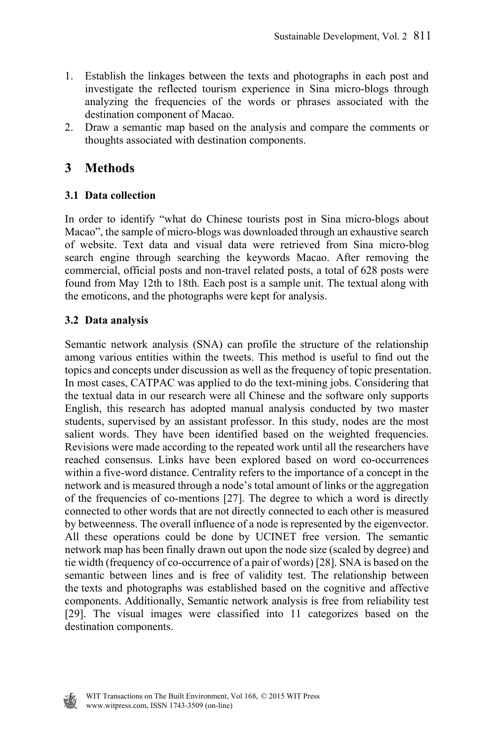1. Establish the linkages between the texts and photographs in each post and investigate the reflected tourism experience in Sina micro-blogs through analyzing the frequencies of the words or phrases associated with the destination component of Macao.
2. Draw a semantic map based on the analysis and compare the comments or thoughts associated with destination components.

## 3 Methods

### 3.1 Data collection

In order to identify "what do Chinese tourists post in Sina micro-blogs about Macao", the sample of micro-blogs was downloaded through an exhaustive search of website. Text data and visual data were retrieved from Sina micro-blog search engine through searching the keywords Macao. After removing the commercial, official posts and non-travel related posts, a total of 628 posts were found from May 12th to 18th. Each post is a sample unit. The textual along with the emoticons, and the photographs were kept for analysis.

### 3.2 Data analysis

Semantic network analysis (SNA) can profile the structure of the relationship among various entities within the tweets. This method is useful to find out the topics and concepts under discussion as well as the frequency of topic presentation. In most cases, CATPAC was applied to do the text-mining jobs. Considering that the textual data in our research were all Chinese and the software only supports English, this research has adopted manual analysis conducted by two master students, supervised by an assistant professor. In this study, nodes are the most salient words. They have been identified based on the weighted frequencies. Revisions were made according to the repeated work until all the researchers have reached consensus. Links have been explored based on word co-occurrences within a five-word distance. Centrality refers to the importance of a concept in the network and is measured through a node's total amount of links or the aggregation of the frequencies of co-mentions [27]. The degree to which a word is directly connected to other words that are not directly connected to each other is measured by betweenness. The overall influence of a node is represented by the eigenvector. All these operations could be done by UCINET free version. The semantic network map has been finally drawn out upon the node size (scaled by degree) and tie width (frequency of co-occurrence of a pair of words) [28]. SNA is based on the semantic between lines and is free of validity test. The relationship between the texts and photographs was established based on the cognitive and affective components. Additionally, Semantic network analysis is free from reliability test [29]. The visual images were classified into 11 categorizes based on the destination components.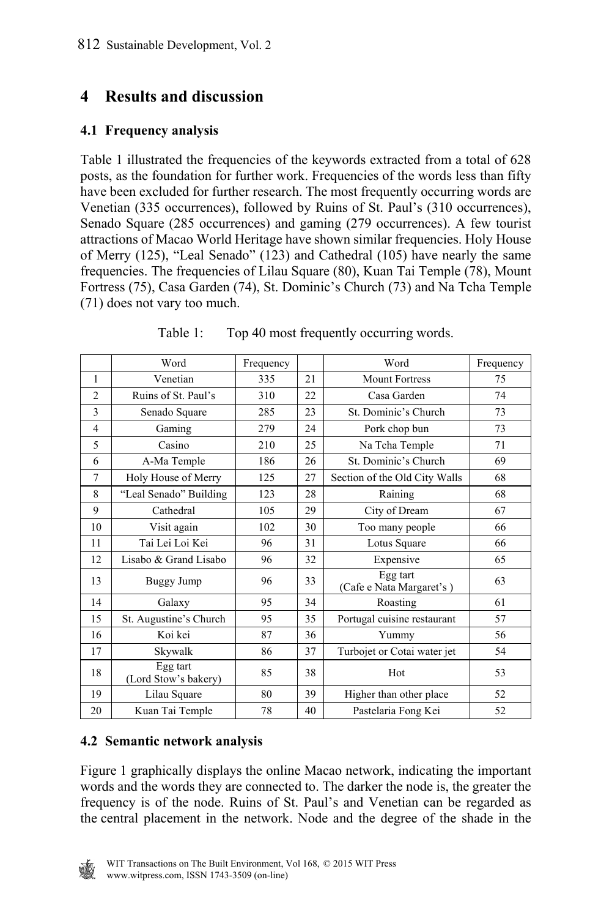## 4 Results and discussion

### 4.1 Frequency analysis

Table 1 illustrated the frequencies of the keywords extracted from a total of 628 posts, as the foundation for further work. Frequencies of the words less than fifty have been excluded for further research. The most frequently occurring words are Venetian (335 occurrences), followed by Ruins of St. Paul's (310 occurrences), Senado Square (285 occurrences) and gaming (279 occurrences). A few tourist attractions of Macao World Heritage have shown similar frequencies. Holy House of Merry (125), "Leal Senado" (123) and Cathedral (105) have nearly the same frequencies. The frequencies of Lilau Square (80), Kuan Tai Temple (78), Mount Fortress (75), Casa Garden (74), St. Dominic's Church (73) and Na Tcha Temple (71) does not vary too much.

Table 1: Top 40 most frequently occurring words.

| | Word | Frequency | | Word | Frequency |
|---|---|---|---|---|---|
| 1 | Venetian | 335 | 21 | Mount Fortress | 75 |
| 2 | Ruins of St. Paul's | 310 | 22 | Casa Garden | 74 |
| 3 | Senado Square | 285 | 23 | St. Dominic's Church | 73 |
| 4 | Gaming | 279 | 24 | Pork chop bun | 73 |
| 5 | Casino | 210 | 25 | Na Tcha Temple | 71 |
| 6 | A-Ma Temple | 186 | 26 | St. Dominic's Church | 69 |
| 7 | Holy House of Merry | 125 | 27 | Section of the Old City Walls | 68 |
| 8 | "Leal Senado" Building | 123 | 28 | Raining | 68 |
| 9 | Cathedral | 105 | 29 | City of Dream | 67 |
| 10 | Visit again | 102 | 30 | Too many people | 66 |
| 11 | Tai Lei Loi Kei | 96 | 31 | Lotus Square | 66 |
| 12 | Lisabo & Grand Lisabo | 96 | 32 | Expensive | 65 |
| 13 | Buggy Jump | 96 | 33 | Egg tart (Cafe e Nata Margaret's ) | 63 |
| 14 | Galaxy | 95 | 34 | Roasting | 61 |
| 15 | St. Augustine's Church | 95 | 35 | Portugal cuisine restaurant | 57 |
| 16 | Koi kei | 87 | 36 | Yummy | 56 |
| 17 | Skywalk | 86 | 37 | Turbojet or Cotai water jet | 54 |
| 18 | Egg tart (Lord Stow's bakery) | 85 | 38 | Hot | 53 |
| 19 | Lilau Square | 80 | 39 | Higher than other place | 52 |
| 20 | Kuan Tai Temple | 78 | 40 | Pastelaria Fong Kei | 52 |

### 4.2 Semantic network analysis

Figure 1 graphically displays the online Macao network, indicating the important words and the words they are connected to. The darker the node is, the greater the frequency is of the node. Ruins of St. Paul's and Venetian can be regarded as the central placement in the network. Node and the degree of the shade in the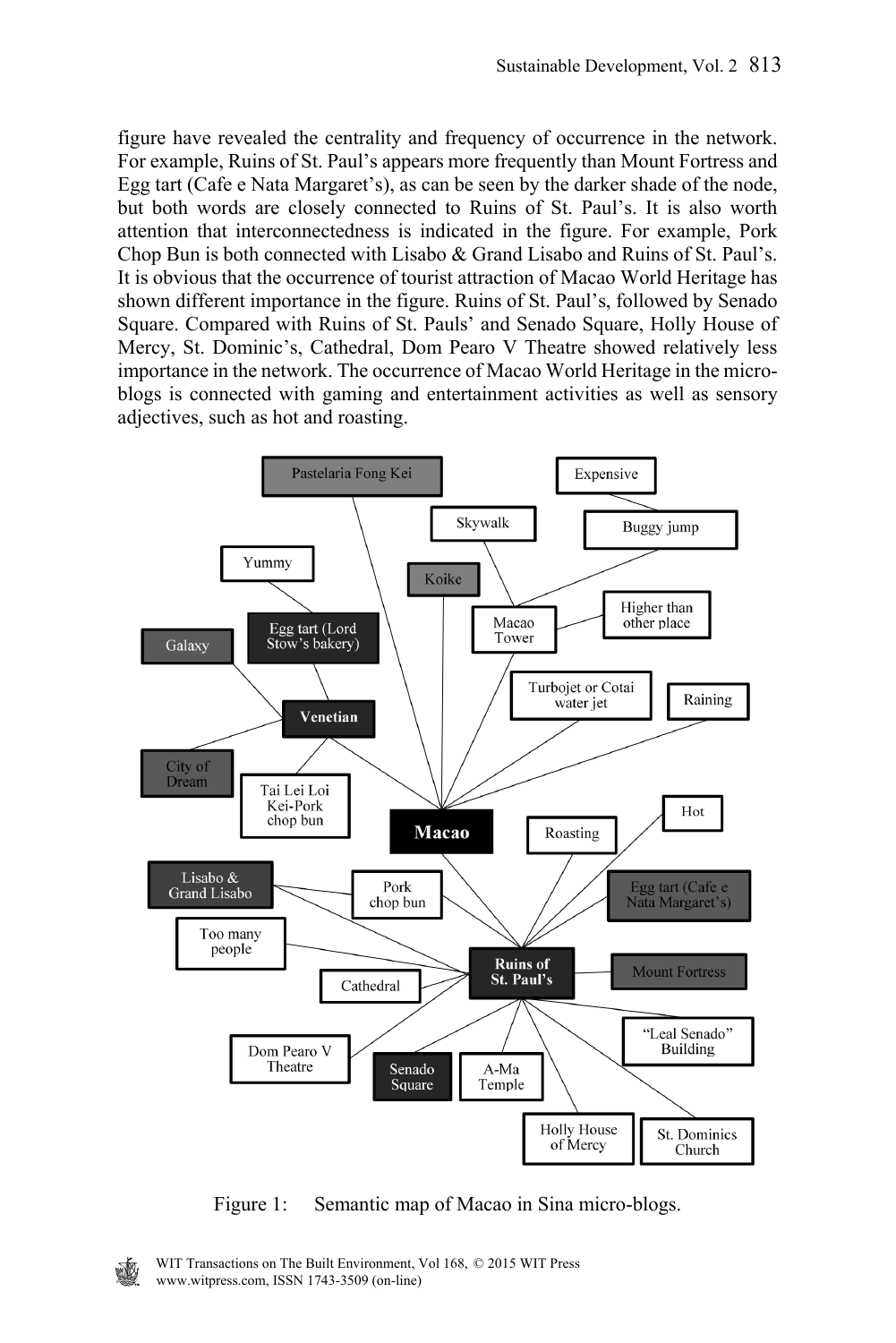figure have revealed the centrality and frequency of occurrence in the network. For example, Ruins of St. Paul's appears more frequently than Mount Fortress and Egg tart (Cafe e Nata Margaret's), as can be seen by the darker shade of the node, but both words are closely connected to Ruins of St. Paul's. It is also worth attention that interconnectedness is indicated in the figure. For example, Pork Chop Bun is both connected with Lisabo & Grand Lisabo and Ruins of St. Paul's. It is obvious that the occurrence of tourist attraction of Macao World Heritage has shown different importance in the figure. Ruins of St. Paul's, followed by Senado Square. Compared with Ruins of St. Pauls' and Senado Square, Holly House of Mercy, St. Dominic's, Cathedral, Dom Pearo V Theatre showed relatively less importance in the network. The occurrence of Macao World Heritage in the micro-blogs is connected with gaming and entertainment activities as well as sensory adjectives, such as hot and roasting.

Figure 1: Semantic map of Macao in Sina micro-blogs.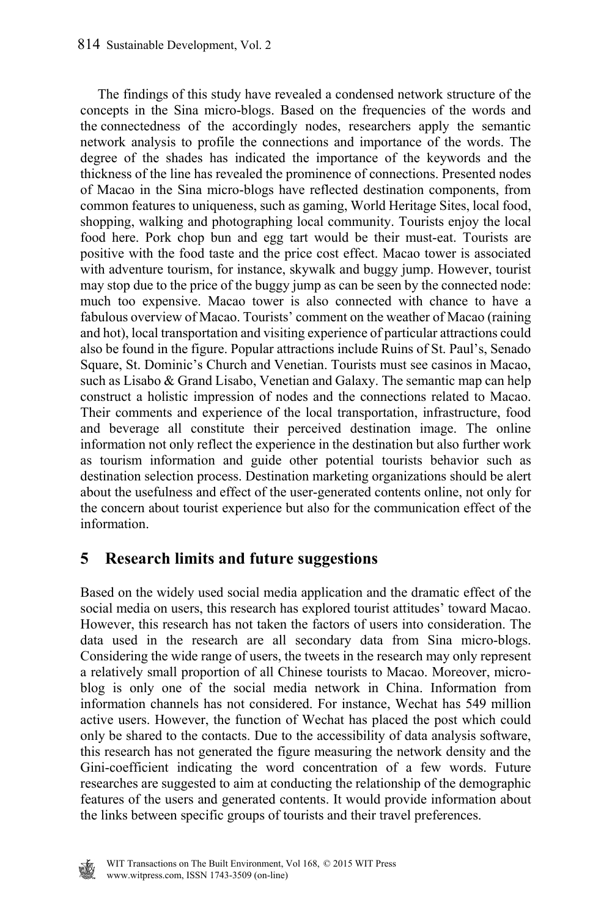The findings of this study have revealed a condensed network structure of the concepts in the Sina micro-blogs. Based on the frequencies of the words and the connectedness of the accordingly nodes, researchers apply the semantic network analysis to profile the connections and importance of the words. The degree of the shades has indicated the importance of the keywords and the thickness of the line has revealed the prominence of connections. Presented nodes of Macao in the Sina micro-blogs have reflected destination components, from common features to uniqueness, such as gaming, World Heritage Sites, local food, shopping, walking and photographing local community. Tourists enjoy the local food here. Pork chop bun and egg tart would be their must-eat. Tourists are positive with the food taste and the price cost effect. Macao tower is associated with adventure tourism, for instance, skywalk and buggy jump. However, tourist may stop due to the price of the buggy jump as can be seen by the connected node: much too expensive. Macao tower is also connected with chance to have a fabulous overview of Macao. Tourists' comment on the weather of Macao (raining and hot), local transportation and visiting experience of particular attractions could also be found in the figure. Popular attractions include Ruins of St. Paul's, Senado Square, St. Dominic's Church and Venetian. Tourists must see casinos in Macao, such as Lisabo & Grand Lisabo, Venetian and Galaxy. The semantic map can help construct a holistic impression of nodes and the connections related to Macao. Their comments and experience of the local transportation, infrastructure, food and beverage all constitute their perceived destination image. The online information not only reflect the experience in the destination but also further work as tourism information and guide other potential tourists behavior such as destination selection process. Destination marketing organizations should be alert about the usefulness and effect of the user-generated contents online, not only for the concern about tourist experience but also for the communication effect of the information.

## 5 Research limits and future suggestions

Based on the widely used social media application and the dramatic effect of the social media on users, this research has explored tourist attitudes' toward Macao. However, this research has not taken the factors of users into consideration. The data used in the research are all secondary data from Sina micro-blogs. Considering the wide range of users, the tweets in the research may only represent a relatively small proportion of all Chinese tourists to Macao. Moreover, micro-blog is only one of the social media network in China. Information from information channels has not considered. For instance, Wechat has 549 million active users. However, the function of Wechat has placed the post which could only be shared to the contacts. Due to the accessibility of data analysis software, this research has not generated the figure measuring the network density and the Gini-coefficient indicating the word concentration of a few words. Future researches are suggested to aim at conducting the relationship of the demographic features of the users and generated contents. It would provide information about the links between specific groups of tourists and their travel preferences.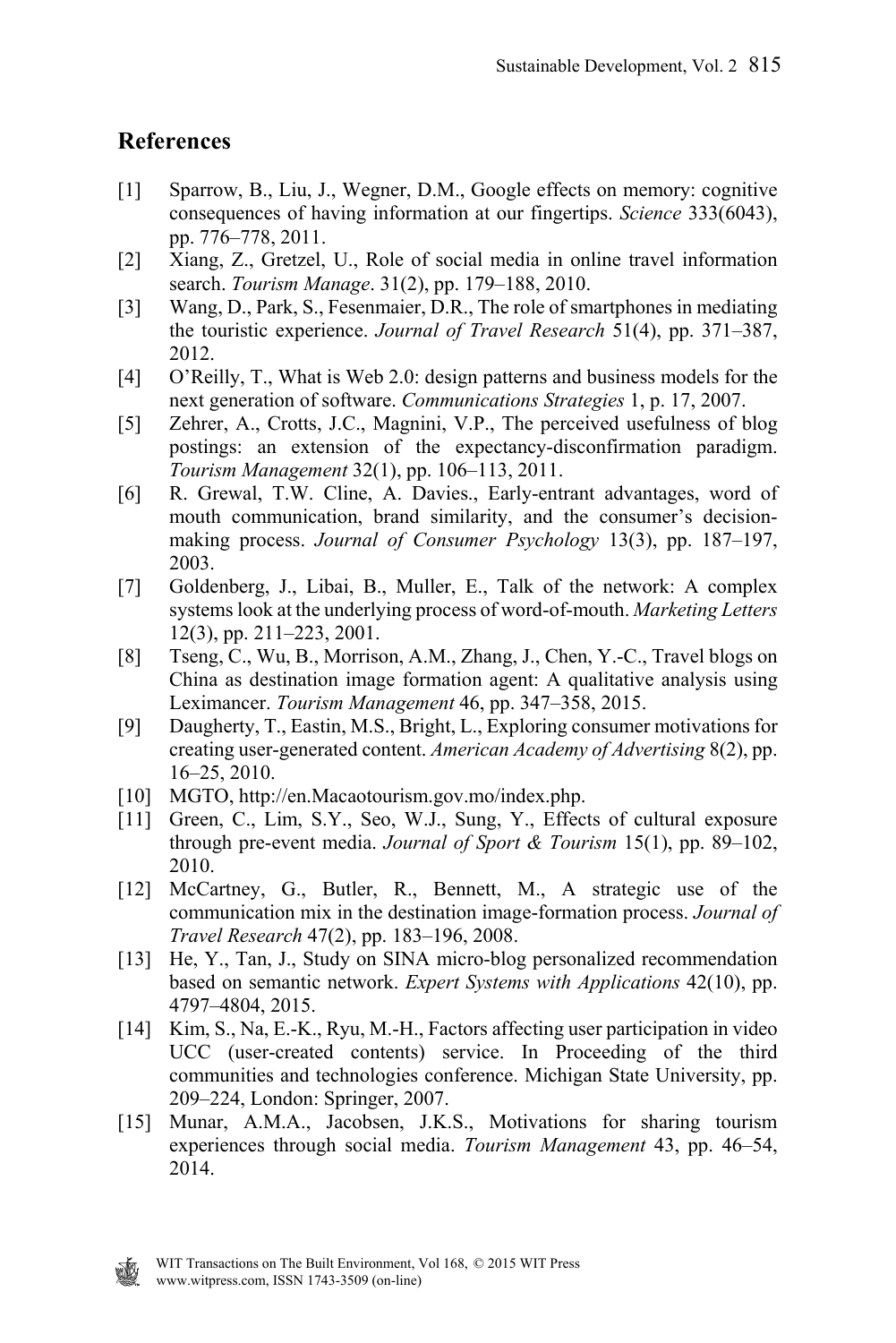## References

[1] Sparrow, B., Liu, J., Wegner, D.M., Google effects on memory: cognitive consequences of having information at our fingertips. *Science* 333(6043), pp. 776–778, 2011.

[2] Xiang, Z., Gretzel, U., Role of social media in online travel information search. *Tourism Manage*. 31(2), pp. 179–188, 2010.

[3] Wang, D., Park, S., Fesenmaier, D.R., The role of smartphones in mediating the touristic experience. *Journal of Travel Research* 51(4), pp. 371–387, 2012.

[4] O'Reilly, T., What is Web 2.0: design patterns and business models for the next generation of software. *Communications Strategies* 1, p. 17, 2007.

[5] Zehrer, A., Crotts, J.C., Magnini, V.P., The perceived usefulness of blog postings: an extension of the expectancy-disconfirmation paradigm. *Tourism Management* 32(1), pp. 106–113, 2011.

[6] R. Grewal, T.W. Cline, A. Davies., Early-entrant advantages, word of mouth communication, brand similarity, and the consumer's decision-making process. *Journal of Consumer Psychology* 13(3), pp. 187–197, 2003.

[7] Goldenberg, J., Libai, B., Muller, E., Talk of the network: A complex systems look at the underlying process of word-of-mouth. *Marketing Letters* 12(3), pp. 211–223, 2001.

[8] Tseng, C., Wu, B., Morrison, A.M., Zhang, J., Chen, Y.-C., Travel blogs on China as destination image formation agent: A qualitative analysis using Leximancer. *Tourism Management* 46, pp. 347–358, 2015.

[9] Daugherty, T., Eastin, M.S., Bright, L., Exploring consumer motivations for creating user-generated content. *American Academy of Advertising* 8(2), pp. 16–25, 2010.

[10] MGTO, http://en.Macaotourism.gov.mo/index.php.

[11] Green, C., Lim, S.Y., Seo, W.J., Sung, Y., Effects of cultural exposure through pre-event media. *Journal of Sport & Tourism* 15(1), pp. 89–102, 2010.

[12] McCartney, G., Butler, R., Bennett, M., A strategic use of the communication mix in the destination image-formation process. *Journal of Travel Research* 47(2), pp. 183–196, 2008.

[13] He, Y., Tan, J., Study on SINA micro-blog personalized recommendation based on semantic network. *Expert Systems with Applications* 42(10), pp. 4797–4804, 2015.

[14] Kim, S., Na, E.-K., Ryu, M.-H., Factors affecting user participation in video UCC (user-created contents) service. In Proceeding of the third communities and technologies conference. Michigan State University, pp. 209–224, London: Springer, 2007.

[15] Munar, A.M.A., Jacobsen, J.K.S., Motivations for sharing tourism experiences through social media. *Tourism Management* 43, pp. 46–54, 2014.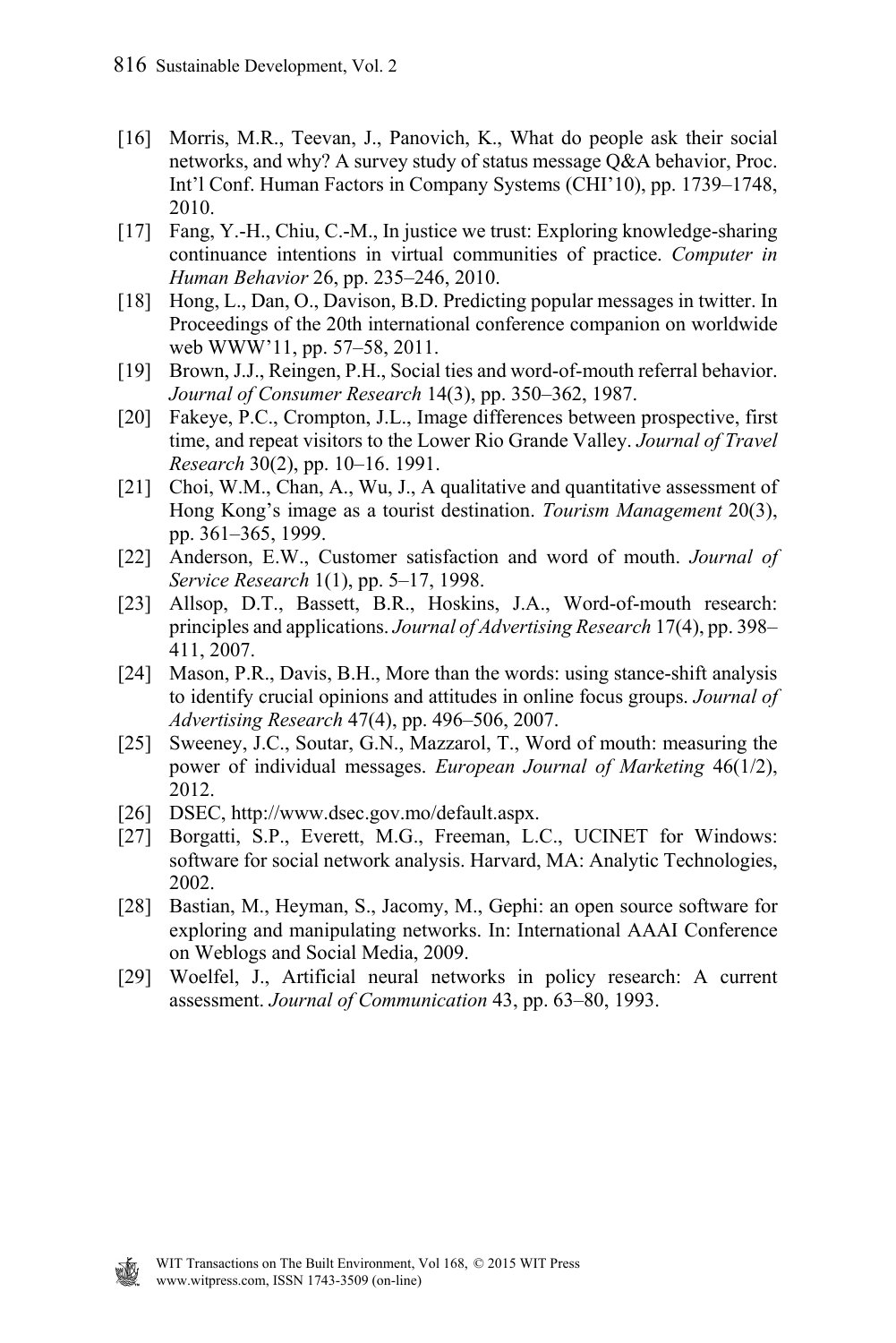[16] Morris, M.R., Teevan, J., Panovich, K., What do people ask their social networks, and why? A survey study of status message Q&A behavior, Proc. Int'l Conf. Human Factors in Company Systems (CHI'10), pp. 1739–1748, 2010.

[17] Fang, Y.-H., Chiu, C.-M., In justice we trust: Exploring knowledge-sharing continuance intentions in virtual communities of practice. *Computer in Human Behavior* 26, pp. 235–246, 2010.

[18] Hong, L., Dan, O., Davison, B.D. Predicting popular messages in twitter. In Proceedings of the 20th international conference companion on worldwide web WWW'11, pp. 57–58, 2011.

[19] Brown, J.J., Reingen, P.H., Social ties and word-of-mouth referral behavior. *Journal of Consumer Research* 14(3), pp. 350–362, 1987.

[20] Fakeye, P.C., Crompton, J.L., Image differences between prospective, first time, and repeat visitors to the Lower Rio Grande Valley. *Journal of Travel Research* 30(2), pp. 10–16. 1991.

[21] Choi, W.M., Chan, A., Wu, J., A qualitative and quantitative assessment of Hong Kong's image as a tourist destination. *Tourism Management* 20(3), pp. 361–365, 1999.

[22] Anderson, E.W., Customer satisfaction and word of mouth. *Journal of Service Research* 1(1), pp. 5–17, 1998.

[23] Allsop, D.T., Bassett, B.R., Hoskins, J.A., Word-of-mouth research: principles and applications. *Journal of Advertising Research* 17(4), pp. 398–411, 2007.

[24] Mason, P.R., Davis, B.H., More than the words: using stance-shift analysis to identify crucial opinions and attitudes in online focus groups. *Journal of Advertising Research* 47(4), pp. 496–506, 2007.

[25] Sweeney, J.C., Soutar, G.N., Mazzarol, T., Word of mouth: measuring the power of individual messages. *European Journal of Marketing* 46(1/2), 2012.

[26] DSEC, http://www.dsec.gov.mo/default.aspx.

[27] Borgatti, S.P., Everett, M.G., Freeman, L.C., UCINET for Windows: software for social network analysis. Harvard, MA: Analytic Technologies, 2002.

[28] Bastian, M., Heyman, S., Jacomy, M., Gephi: an open source software for exploring and manipulating networks. In: International AAAI Conference on Weblogs and Social Media, 2009.

[29] Woelfel, J., Artificial neural networks in policy research: A current assessment. *Journal of Communication* 43, pp. 63–80, 1993.